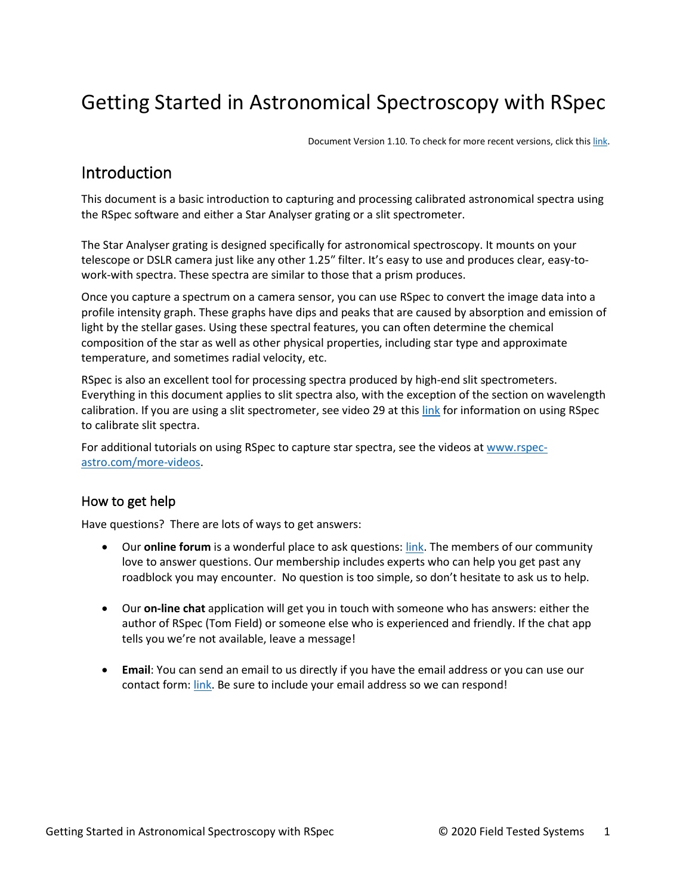# Getting Started in Astronomical Spectroscopy with RSpec

Document Version 1.10. To check for more recent versions, click this link.

## Introduction

This document is a basic introduction to capturing and processing calibrated astronomical spectra using the RSpec software and either a Star Analyser grating or a slit spectrometer.

The Star Analyser grating is designed specifically for astronomical spectroscopy. It mounts on your telescope or DSLR camera just like any other 1.25" filter. It's easy to use and produces clear, easy-to-work-with spectra. These spectra are similar to those that a prism produces.

Once you capture a spectrum on a camera sensor, you can use RSpec to convert the image data into a profile intensity graph. These graphs have dips and peaks that are caused by absorption and emission of light by the stellar gases. Using these spectral features, you can often determine the chemical composition of the star as well as other physical properties, including star type and approximate temperature, and sometimes radial velocity, etc.

RSpec is also an excellent tool for processing spectra produced by high-end slit spectrometers. Everything in this document applies to slit spectra also, with the exception of the section on wavelength calibration. If you are using a slit spectrometer, see video 29 at this link for information on using RSpec to calibrate slit spectra.

For additional tutorials on using RSpec to capture star spectra, see the videos at www.rspec-astro.com/more-videos.

### How to get help

Have questions? There are lots of ways to get answers:

- Our **online forum** is a wonderful place to ask questions: link. The members of our community love to answer questions. Our membership includes experts who can help you get past any roadblock you may encounter. No question is too simple, so don't hesitate to ask us to help.

- Our **on-line chat** application will get you in touch with someone who has answers: either the author of RSpec (Tom Field) or someone else who is experienced and friendly. If the chat app tells you we're not available, leave a message!

- **Email**: You can send an email to us directly if you have the email address or you can use our contact form: link. Be sure to include your email address so we can respond!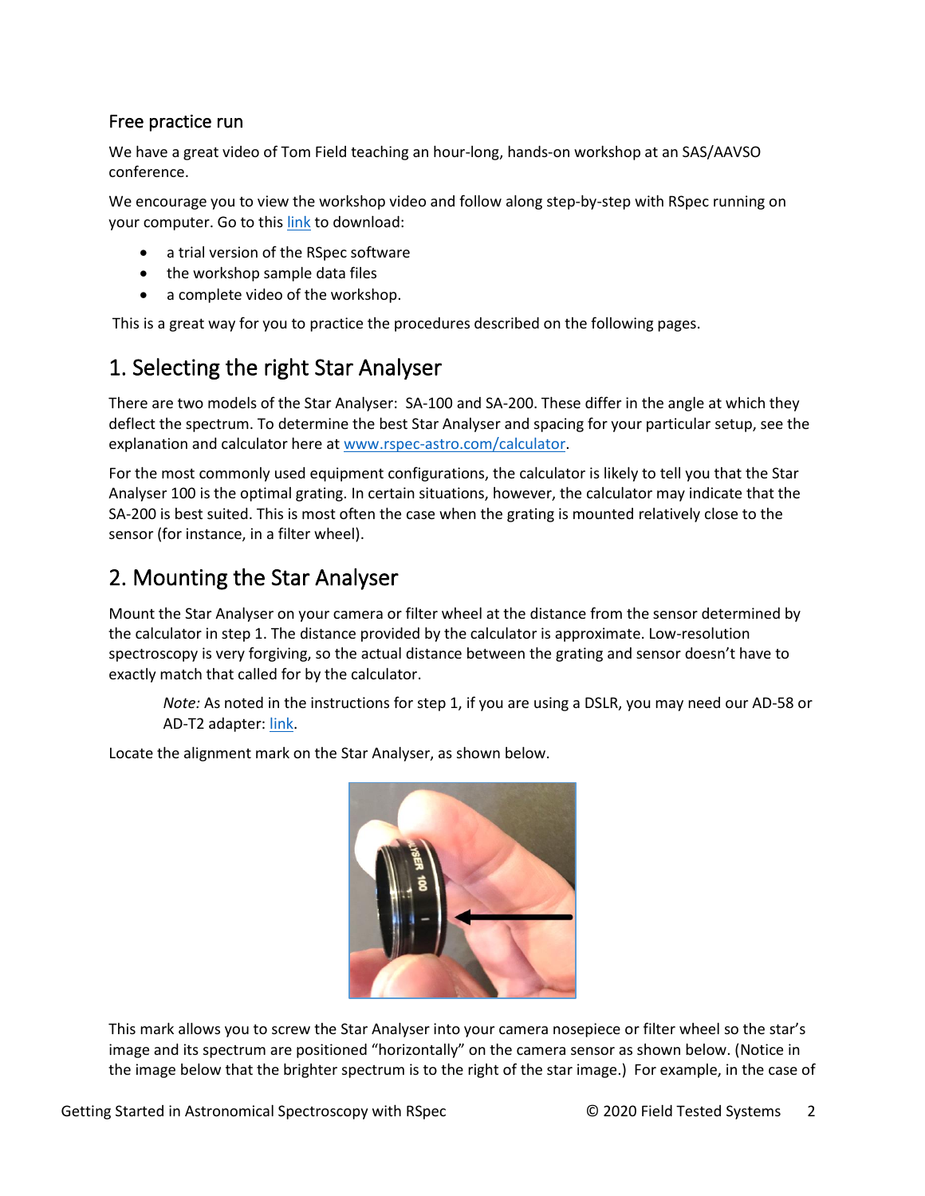### Free practice run

We have a great video of Tom Field teaching an hour-long, hands-on workshop at an SAS/AAVSO conference.

We encourage you to view the workshop video and follow along step-by-step with RSpec running on your computer. Go to this link to download:

- a trial version of the RSpec software
- the workshop sample data files
- a complete video of the workshop.

This is a great way for you to practice the procedures described on the following pages.

## 1. Selecting the right Star Analyser

There are two models of the Star Analyser: SA-100 and SA-200. These differ in the angle at which they deflect the spectrum. To determine the best Star Analyser and spacing for your particular setup, see the explanation and calculator here at www.rspec-astro.com/calculator.

For the most commonly used equipment configurations, the calculator is likely to tell you that the Star Analyser 100 is the optimal grating. In certain situations, however, the calculator may indicate that the SA-200 is best suited. This is most often the case when the grating is mounted relatively close to the sensor (for instance, in a filter wheel).

## 2. Mounting the Star Analyser

Mount the Star Analyser on your camera or filter wheel at the distance from the sensor determined by the calculator in step 1. The distance provided by the calculator is approximate. Low-resolution spectroscopy is very forgiving, so the actual distance between the grating and sensor doesn't have to exactly match that called for by the calculator.

> *Note:* As noted in the instructions for step 1, if you are using a DSLR, you may need our AD-58 or AD-T2 adapter: link.

Locate the alignment mark on the Star Analyser, as shown below.

This mark allows you to screw the Star Analyser into your camera nosepiece or filter wheel so the star's image and its spectrum are positioned "horizontally" on the camera sensor as shown below. (Notice in the image below that the brighter spectrum is to the right of the star image.) For example, in the case of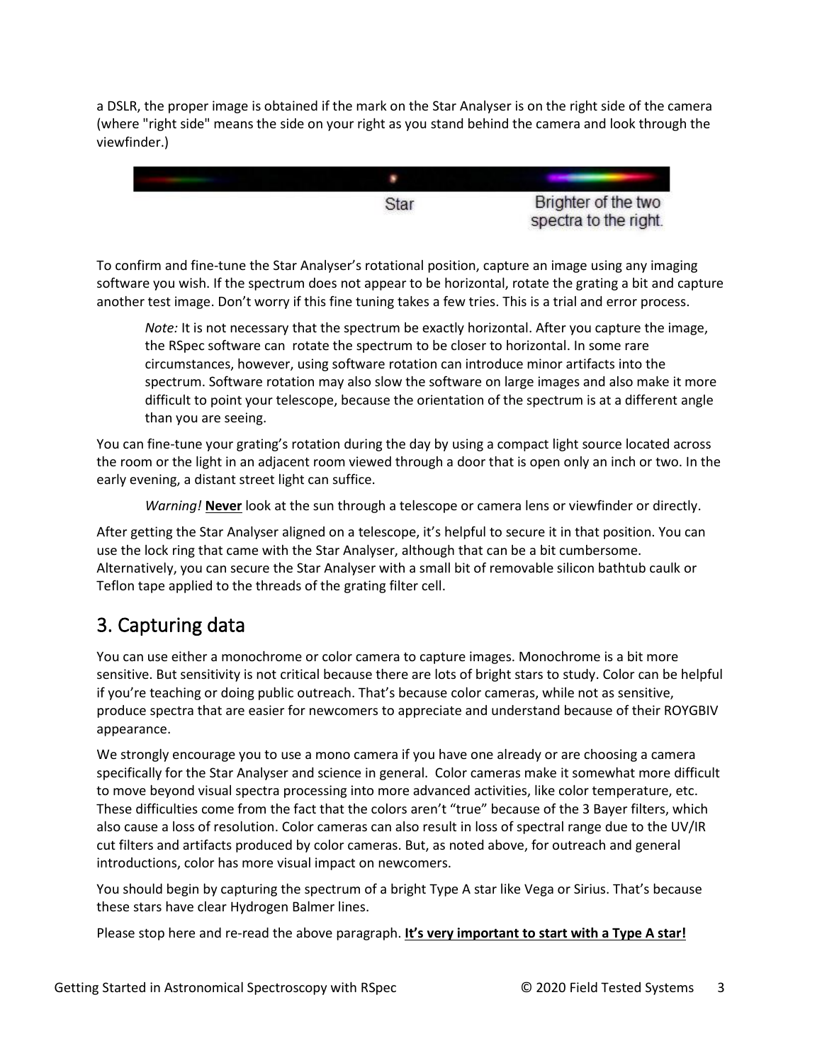a DSLR, the proper image is obtained if the mark on the Star Analyser is on the right side of the camera (where "right side" means the side on your right as you stand behind the camera and look through the viewfinder.)

Star

Brighter of the two spectra to the right.

To confirm and fine-tune the Star Analyser's rotational position, capture an image using any imaging software you wish. If the spectrum does not appear to be horizontal, rotate the grating a bit and capture another test image. Don't worry if this fine tuning takes a few tries. This is a trial and error process.

> *Note:* It is not necessary that the spectrum be exactly horizontal. After you capture the image, the RSpec software can rotate the spectrum to be closer to horizontal. In some rare circumstances, however, using software rotation can introduce minor artifacts into the spectrum. Software rotation may also slow the software on large images and also make it more difficult to point your telescope, because the orientation of the spectrum is at a different angle than you are seeing.

You can fine-tune your grating's rotation during the day by using a compact light source located across the room or the light in an adjacent room viewed through a door that is open only an inch or two. In the early evening, a distant street light can suffice.

> *Warning!* **Never** look at the sun through a telescope or camera lens or viewfinder or directly.

After getting the Star Analyser aligned on a telescope, it's helpful to secure it in that position. You can use the lock ring that came with the Star Analyser, although that can be a bit cumbersome. Alternatively, you can secure the Star Analyser with a small bit of removable silicon bathtub caulk or Teflon tape applied to the threads of the grating filter cell.

## 3. Capturing data

You can use either a monochrome or color camera to capture images. Monochrome is a bit more sensitive. But sensitivity is not critical because there are lots of bright stars to study. Color can be helpful if you're teaching or doing public outreach. That's because color cameras, while not as sensitive, produce spectra that are easier for newcomers to appreciate and understand because of their ROYGBIV appearance.

We strongly encourage you to use a mono camera if you have one already or are choosing a camera specifically for the Star Analyser and science in general. Color cameras make it somewhat more difficult to move beyond visual spectra processing into more advanced activities, like color temperature, etc. These difficulties come from the fact that the colors aren't "true" because of the 3 Bayer filters, which also cause a loss of resolution. Color cameras can also result in loss of spectral range due to the UV/IR cut filters and artifacts produced by color cameras. But, as noted above, for outreach and general introductions, color has more visual impact on newcomers.

You should begin by capturing the spectrum of a bright Type A star like Vega or Sirius. That's because these stars have clear Hydrogen Balmer lines.

Please stop here and re-read the above paragraph. **<u>It's very important to start with a Type A star!</u>**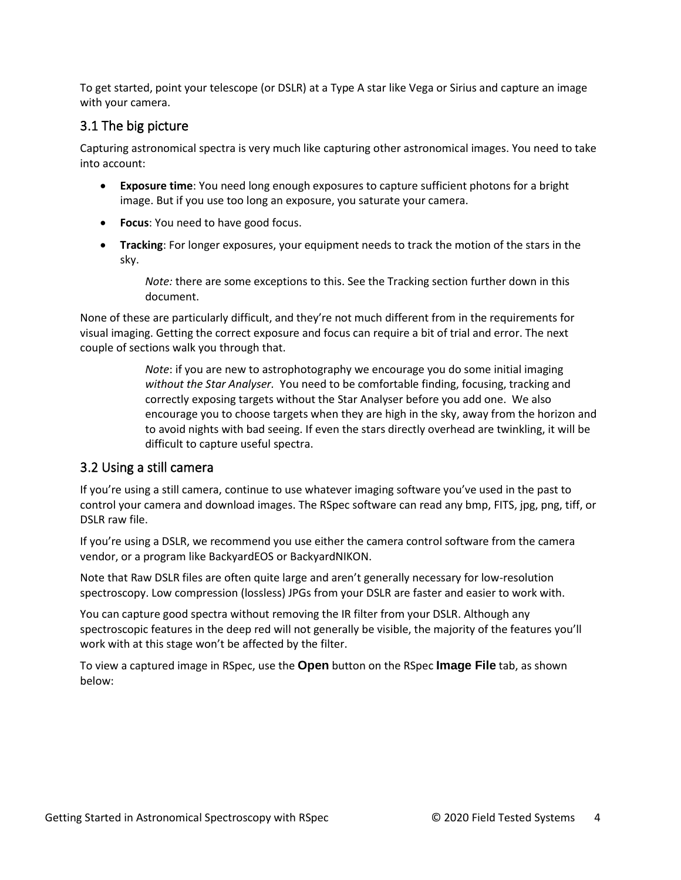To get started, point your telescope (or DSLR) at a Type A star like Vega or Sirius and capture an image with your camera.

## 3.1 The big picture

Capturing astronomical spectra is very much like capturing other astronomical images. You need to take into account:

- **Exposure time**: You need long enough exposures to capture sufficient photons for a bright image. But if you use too long an exposure, you saturate your camera.
- **Focus**: You need to have good focus.
- **Tracking**: For longer exposures, your equipment needs to track the motion of the stars in the sky.

> *Note:* there are some exceptions to this. See the Tracking section further down in this document.

None of these are particularly difficult, and they're not much different from in the requirements for visual imaging. Getting the correct exposure and focus can require a bit of trial and error. The next couple of sections walk you through that.

> *Note*: if you are new to astrophotography we encourage you do some initial imaging *without the Star Analyser.* You need to be comfortable finding, focusing, tracking and correctly exposing targets without the Star Analyser before you add one. We also encourage you to choose targets when they are high in the sky, away from the horizon and to avoid nights with bad seeing. If even the stars directly overhead are twinkling, it will be difficult to capture useful spectra.

## 3.2 Using a still camera

If you're using a still camera, continue to use whatever imaging software you've used in the past to control your camera and download images. The RSpec software can read any bmp, FITS, jpg, png, tiff, or DSLR raw file.

If you're using a DSLR, we recommend you use either the camera control software from the camera vendor, or a program like BackyardEOS or BackyardNIKON.

Note that Raw DSLR files are often quite large and aren't generally necessary for low-resolution spectroscopy. Low compression (lossless) JPGs from your DSLR are faster and easier to work with.

You can capture good spectra without removing the IR filter from your DSLR. Although any spectroscopic features in the deep red will not generally be visible, the majority of the features you'll work with at this stage won't be affected by the filter.

To view a captured image in RSpec, use the **Open** button on the RSpec **Image File** tab, as shown below: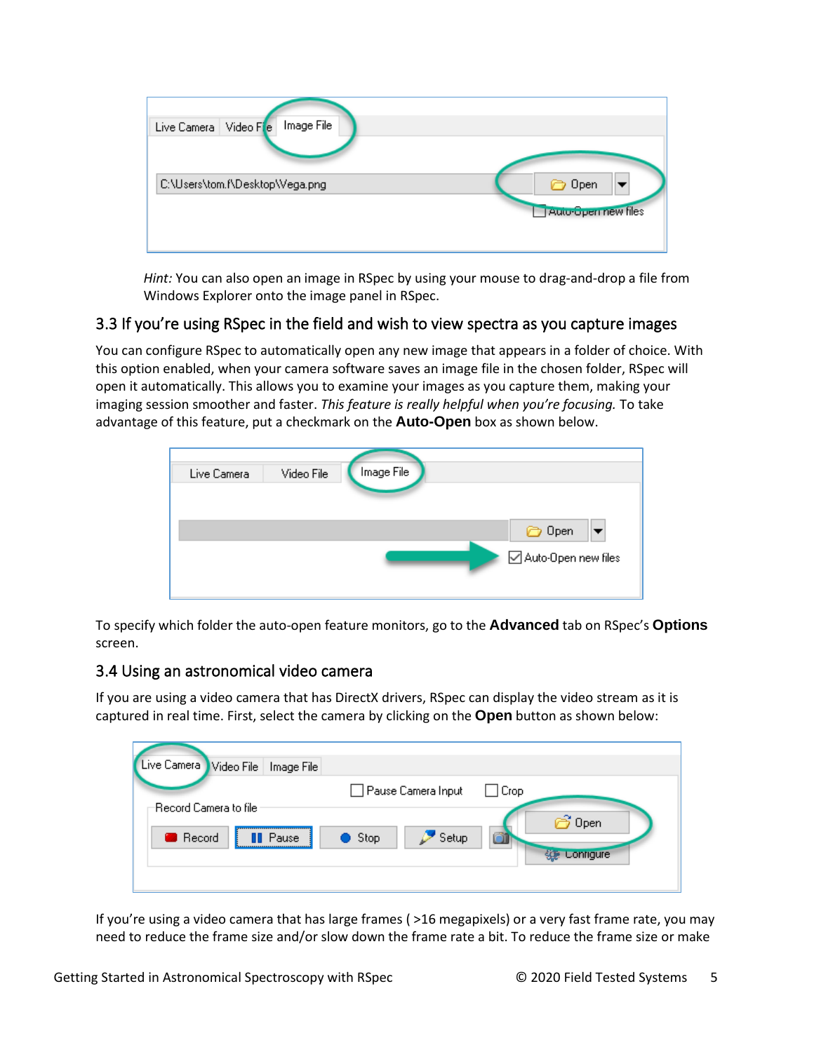*Hint:* You can also open an image in RSpec by using your mouse to drag-and-drop a file from Windows Explorer onto the image panel in RSpec.

## 3.3 If you're using RSpec in the field and wish to view spectra as you capture images

You can configure RSpec to automatically open any new image that appears in a folder of choice. With this option enabled, when your camera software saves an image file in the chosen folder, RSpec will open it automatically. This allows you to examine your images as you capture them, making your imaging session smoother and faster. *This feature is really helpful when you're focusing.* To take advantage of this feature, put a checkmark on the **Auto-Open** box as shown below.

To specify which folder the auto-open feature monitors, go to the **Advanced** tab on RSpec's **Options** screen.

## 3.4 Using an astronomical video camera

If you are using a video camera that has DirectX drivers, RSpec can display the video stream as it is captured in real time. First, select the camera by clicking on the **Open** button as shown below:

If you're using a video camera that has large frames ( >16 megapixels) or a very fast frame rate, you may need to reduce the frame size and/or slow down the frame rate a bit. To reduce the frame size or make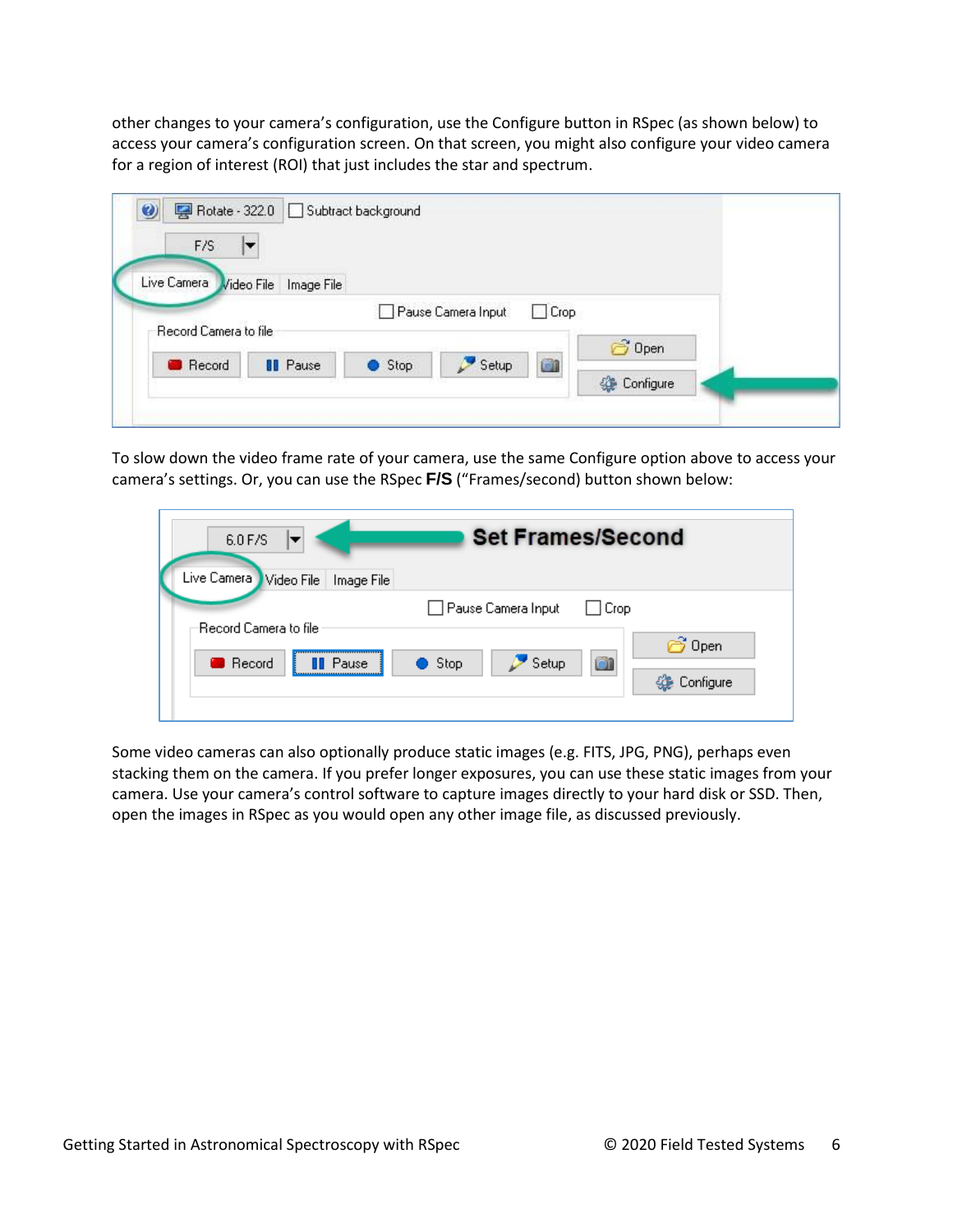other changes to your camera's configuration, use the Configure button in RSpec (as shown below) to access your camera's configuration screen. On that screen, you might also configure your video camera for a region of interest (ROI) that just includes the star and spectrum.

To slow down the video frame rate of your camera, use the same Configure option above to access your camera's settings. Or, you can use the RSpec **F/S** ("Frames/second) button shown below:

Some video cameras can also optionally produce static images (e.g. FITS, JPG, PNG), perhaps even stacking them on the camera. If you prefer longer exposures, you can use these static images from your camera. Use your camera's control software to capture images directly to your hard disk or SSD. Then, open the images in RSpec as you would open any other image file, as discussed previously.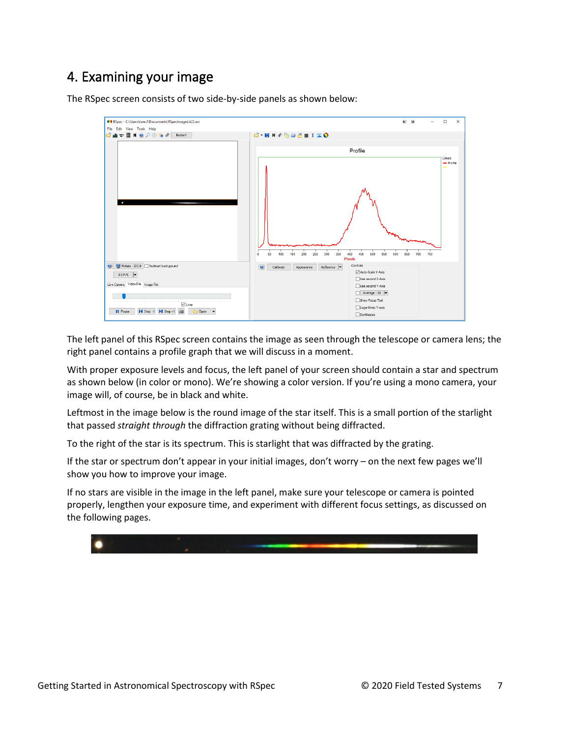## 4. Examining your image

The RSpec screen consists of two side-by-side panels as shown below:

The left panel of this RSpec screen contains the image as seen through the telescope or camera lens; the right panel contains a profile graph that we will discuss in a moment.

With proper exposure levels and focus, the left panel of your screen should contain a star and spectrum as shown below (in color or mono). We're showing a color version. If you're using a mono camera, your image will, of course, be in black and white.

Leftmost in the image below is the round image of the star itself. This is a small portion of the starlight that passed *straight through* the diffraction grating without being diffracted.

To the right of the star is its spectrum. This is starlight that was diffracted by the grating.

If the star or spectrum don't appear in your initial images, don't worry – on the next few pages we'll show you how to improve your image.

If no stars are visible in the image in the left panel, make sure your telescope or camera is pointed properly, lengthen your exposure time, and experiment with different focus settings, as discussed on the following pages.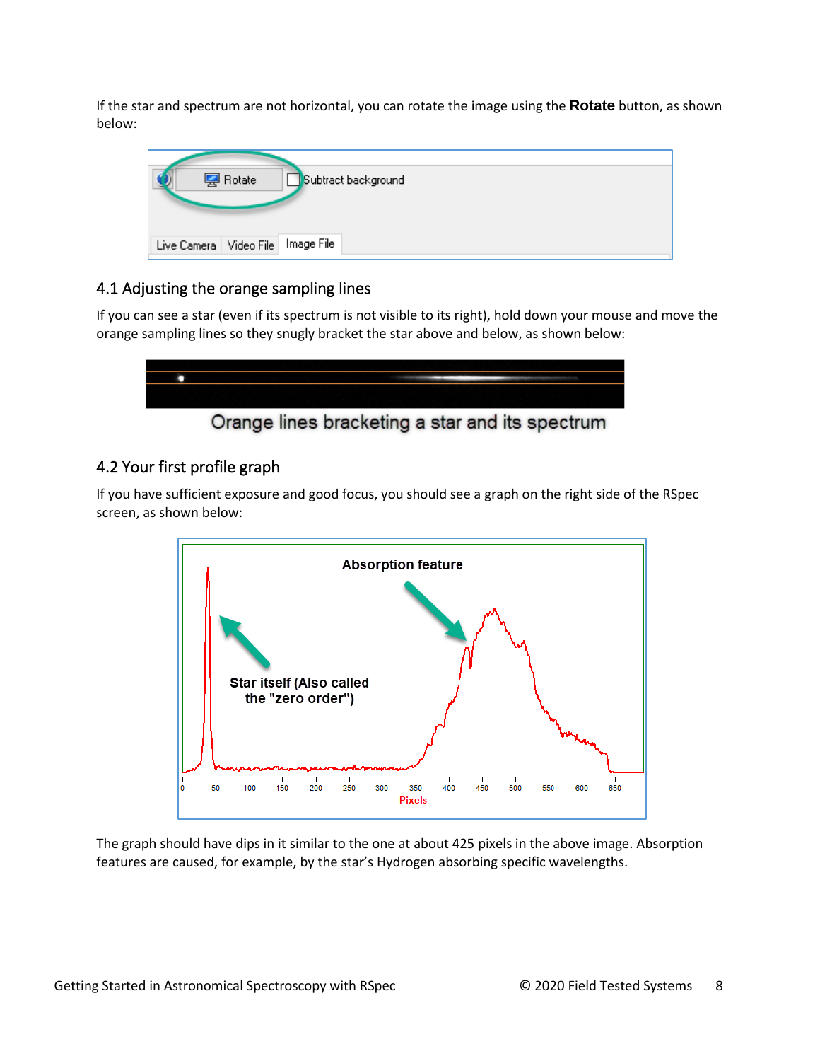If the star and spectrum are not horizontal, you can rotate the image using the **Rotate** button, as shown below:

## 4.1 Adjusting the orange sampling lines

If you can see a star (even if its spectrum is not visible to its right), hold down your mouse and move the orange sampling lines so they snugly bracket the star above and below, as shown below:

Orange lines bracketing a star and its spectrum

## 4.2 Your first profile graph

If you have sufficient exposure and good focus, you should see a graph on the right side of the RSpec screen, as shown below:

The graph should have dips in it similar to the one at about 425 pixels in the above image. Absorption features are caused, for example, by the star's Hydrogen absorbing specific wavelengths.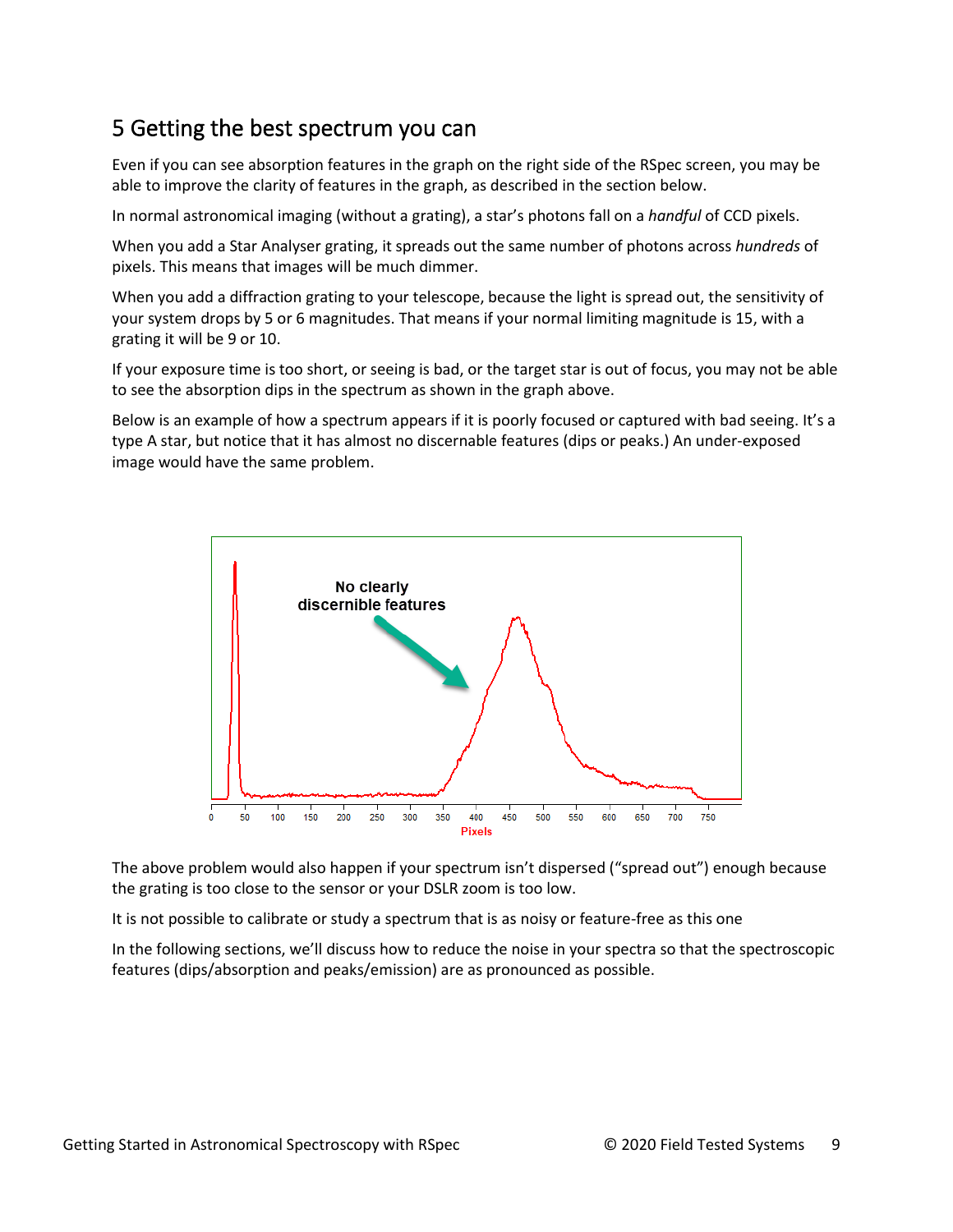## 5 Getting the best spectrum you can

Even if you can see absorption features in the graph on the right side of the RSpec screen, you may be able to improve the clarity of features in the graph, as described in the section below.

In normal astronomical imaging (without a grating), a star's photons fall on a *handful* of CCD pixels.

When you add a Star Analyser grating, it spreads out the same number of photons across *hundreds* of pixels. This means that images will be much dimmer.

When you add a diffraction grating to your telescope, because the light is spread out, the sensitivity of your system drops by 5 or 6 magnitudes. That means if your normal limiting magnitude is 15, with a grating it will be 9 or 10.

If your exposure time is too short, or seeing is bad, or the target star is out of focus, you may not be able to see the absorption dips in the spectrum as shown in the graph above.

Below is an example of how a spectrum appears if it is poorly focused or captured with bad seeing. It's a type A star, but notice that it has almost no discernable features (dips or peaks.) An under-exposed image would have the same problem.

The above problem would also happen if your spectrum isn't dispersed ("spread out") enough because the grating is too close to the sensor or your DSLR zoom is too low.

It is not possible to calibrate or study a spectrum that is as noisy or feature-free as this one

In the following sections, we'll discuss how to reduce the noise in your spectra so that the spectroscopic features (dips/absorption and peaks/emission) are as pronounced as possible.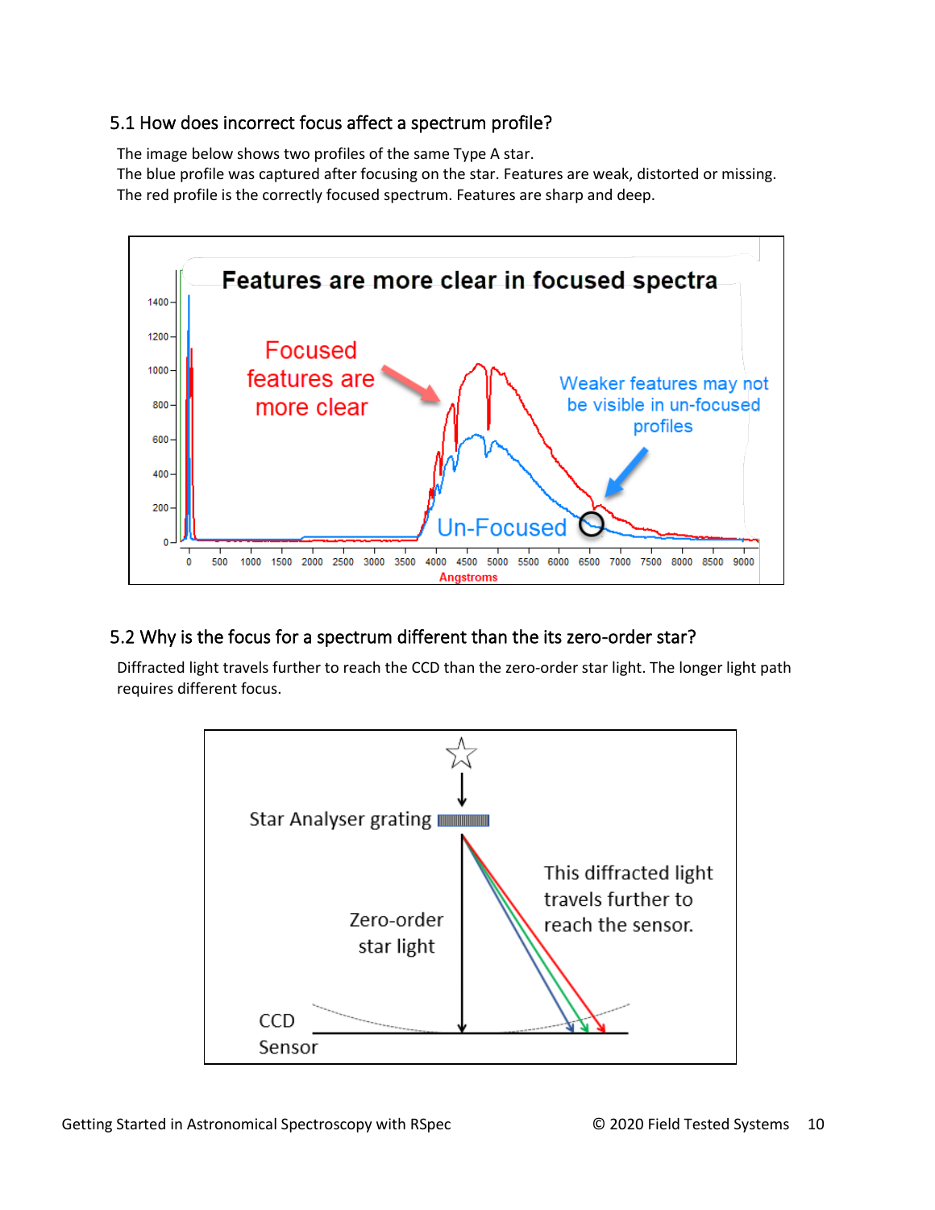## 5.1 How does incorrect focus affect a spectrum profile?

The image below shows two profiles of the same Type A star.
The blue profile was captured after focusing on the star. Features are weak, distorted or missing.
The red profile is the correctly focused spectrum. Features are sharp and deep.

## 5.2 Why is the focus for a spectrum different than the its zero-order star?

Diffracted light travels further to reach the CCD than the zero-order star light. The longer light path requires different focus.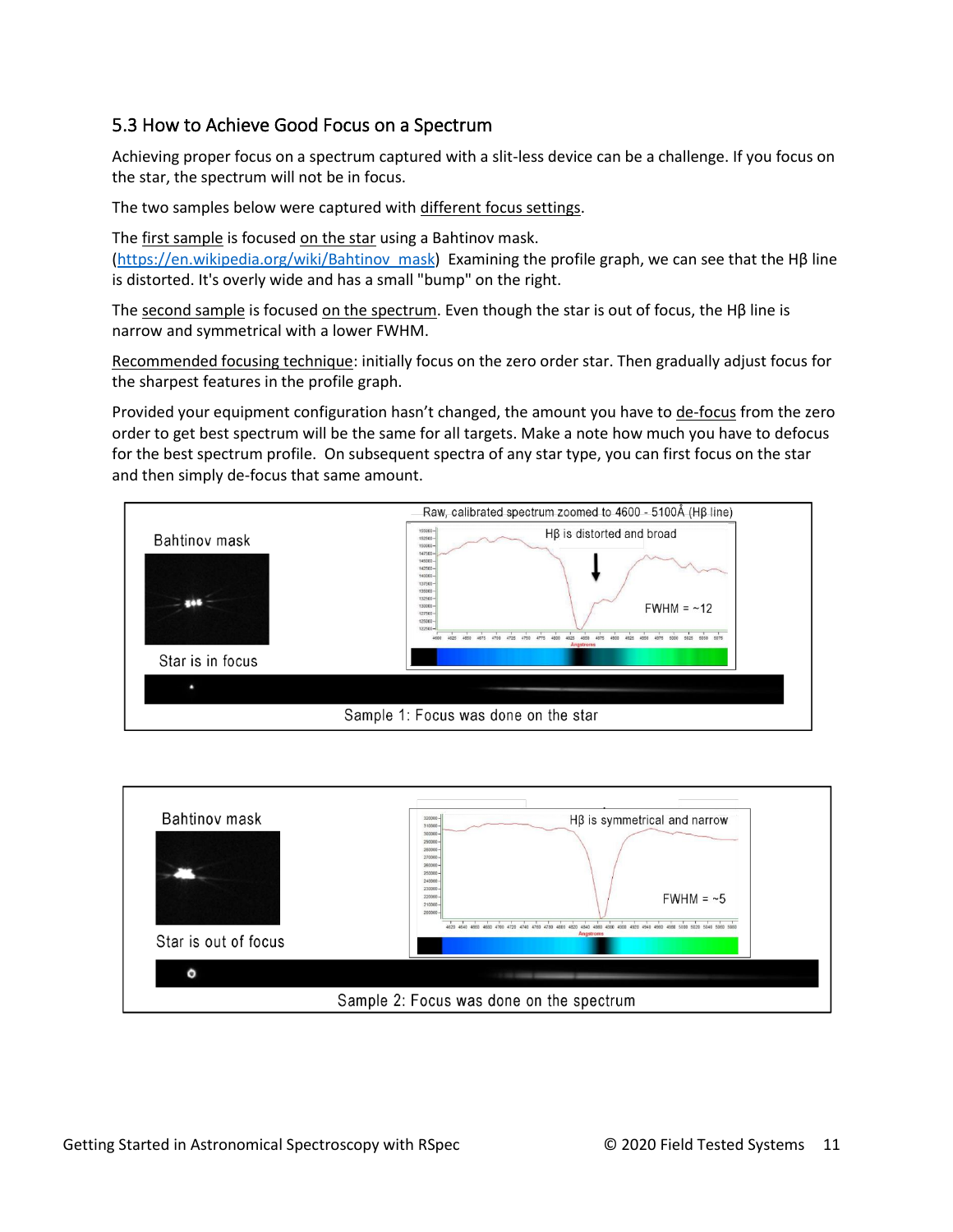## 5.3 How to Achieve Good Focus on a Spectrum

Achieving proper focus on a spectrum captured with a slit-less device can be a challenge. If you focus on the star, the spectrum will not be in focus.

The two samples below were captured with different focus settings.

The first sample is focused on the star using a Bahtinov mask. (https://en.wikipedia.org/wiki/Bahtinov_mask) Examining the profile graph, we can see that the Hβ line is distorted. It's overly wide and has a small "bump" on the right.

The second sample is focused on the spectrum. Even though the star is out of focus, the Hβ line is narrow and symmetrical with a lower FWHM.

Recommended focusing technique: initially focus on the zero order star. Then gradually adjust focus for the sharpest features in the profile graph.

Provided your equipment configuration hasn't changed, the amount you have to de-focus from the zero order to get best spectrum will be the same for all targets. Make a note how much you have to defocus for the best spectrum profile. On subsequent spectra of any star type, you can first focus on the star and then simply de-focus that same amount.

Bahtinov mask

Star is in focus

Raw, calibrated spectrum zoomed to 4600 - 5100Å (Hβ line)

Hβ is distorted and broad

FWHM = ~12

Sample 1: Focus was done on the star

Bahtinov mask

Star is out of focus

Hβ is symmetrical and narrow

FWHM = ~5

Sample 2: Focus was done on the spectrum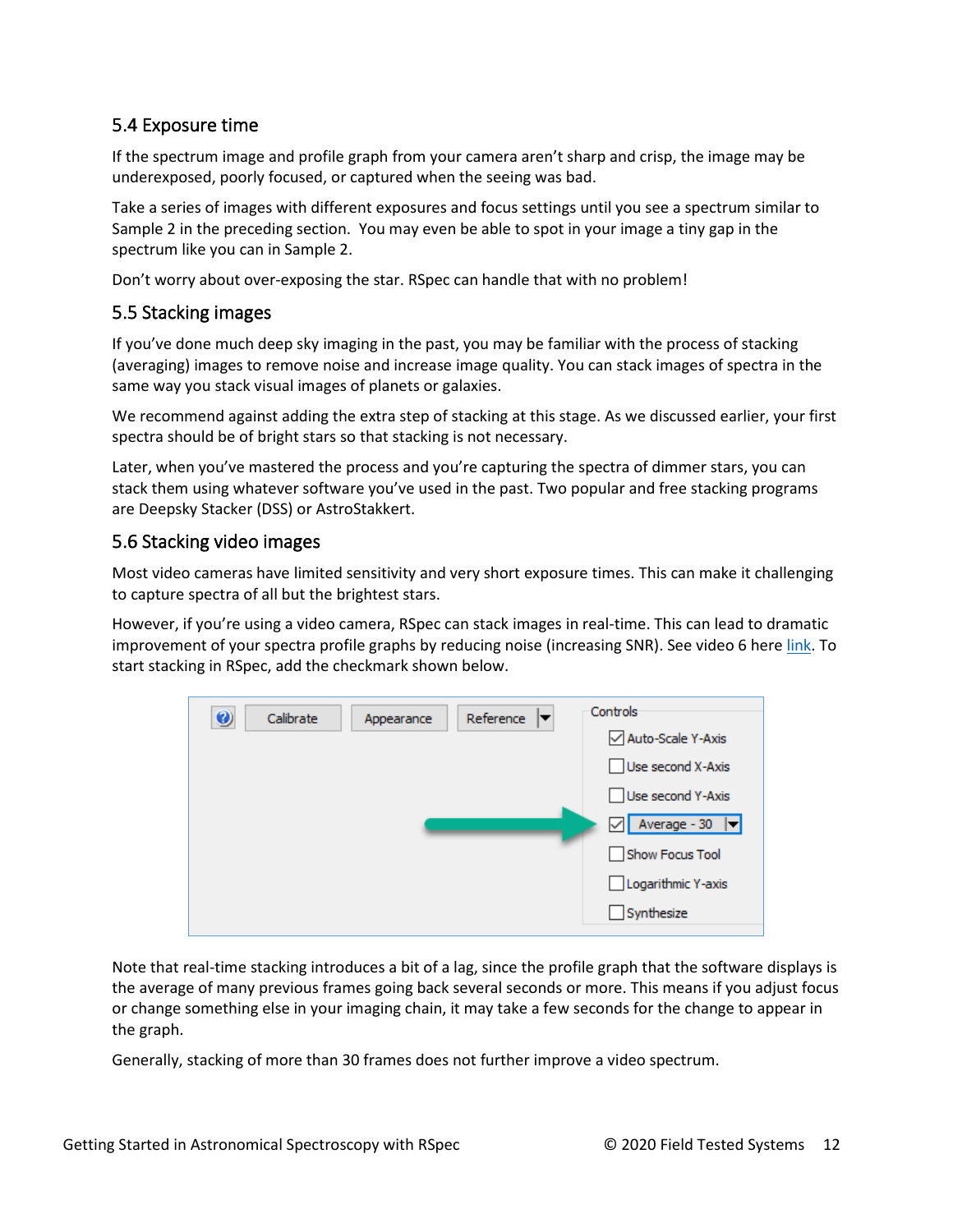## 5.4 Exposure time

If the spectrum image and profile graph from your camera aren't sharp and crisp, the image may be underexposed, poorly focused, or captured when the seeing was bad.

Take a series of images with different exposures and focus settings until you see a spectrum similar to Sample 2 in the preceding section. You may even be able to spot in your image a tiny gap in the spectrum like you can in Sample 2.

Don't worry about over-exposing the star. RSpec can handle that with no problem!

## 5.5 Stacking images

If you've done much deep sky imaging in the past, you may be familiar with the process of stacking (averaging) images to remove noise and increase image quality. You can stack images of spectra in the same way you stack visual images of planets or galaxies.

We recommend against adding the extra step of stacking at this stage. As we discussed earlier, your first spectra should be of bright stars so that stacking is not necessary.

Later, when you've mastered the process and you're capturing the spectra of dimmer stars, you can stack them using whatever software you've used in the past. Two popular and free stacking programs are Deepsky Stacker (DSS) or AstroStakkert.

## 5.6 Stacking video images

Most video cameras have limited sensitivity and very short exposure times. This can make it challenging to capture spectra of all but the brightest stars.

However, if you're using a video camera, RSpec can stack images in real-time. This can lead to dramatic improvement of your spectra profile graphs by reducing noise (increasing SNR). See video 6 here link. To start stacking in RSpec, add the checkmark shown below.

Note that real-time stacking introduces a bit of a lag, since the profile graph that the software displays is the average of many previous frames going back several seconds or more. This means if you adjust focus or change something else in your imaging chain, it may take a few seconds for the change to appear in the graph.

Generally, stacking of more than 30 frames does not further improve a video spectrum.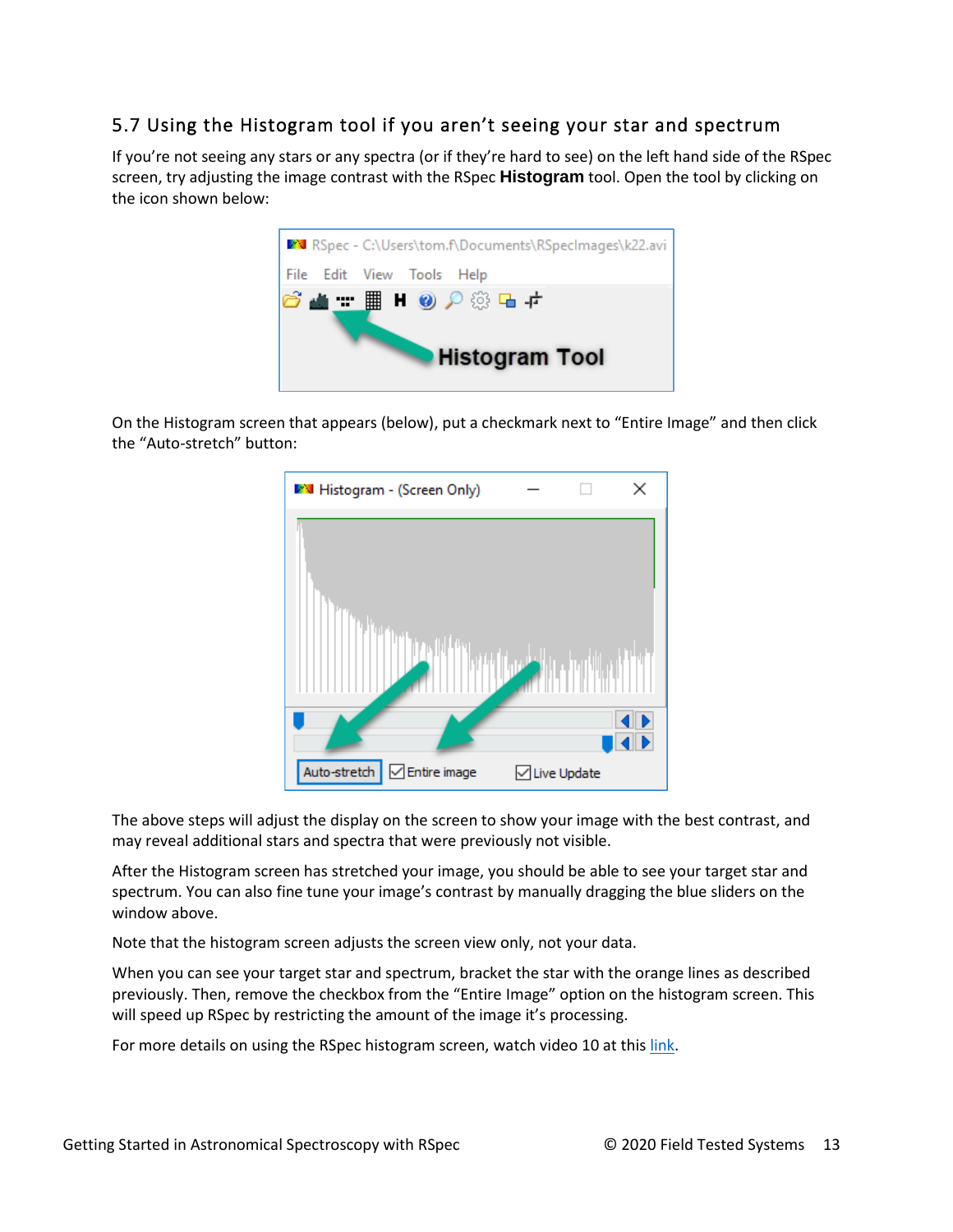## 5.7 Using the Histogram tool if you aren't seeing your star and spectrum

If you're not seeing any stars or any spectra (or if they're hard to see) on the left hand side of the RSpec screen, try adjusting the image contrast with the RSpec **Histogram** tool. Open the tool by clicking on the icon shown below:

On the Histogram screen that appears (below), put a checkmark next to "Entire Image" and then click the "Auto-stretch" button:

The above steps will adjust the display on the screen to show your image with the best contrast, and may reveal additional stars and spectra that were previously not visible.

After the Histogram screen has stretched your image, you should be able to see your target star and spectrum. You can also fine tune your image's contrast by manually dragging the blue sliders on the window above.

Note that the histogram screen adjusts the screen view only, not your data.

When you can see your target star and spectrum, bracket the star with the orange lines as described previously. Then, remove the checkbox from the "Entire Image" option on the histogram screen. This will speed up RSpec by restricting the amount of the image it's processing.

For more details on using the RSpec histogram screen, watch video 10 at this link.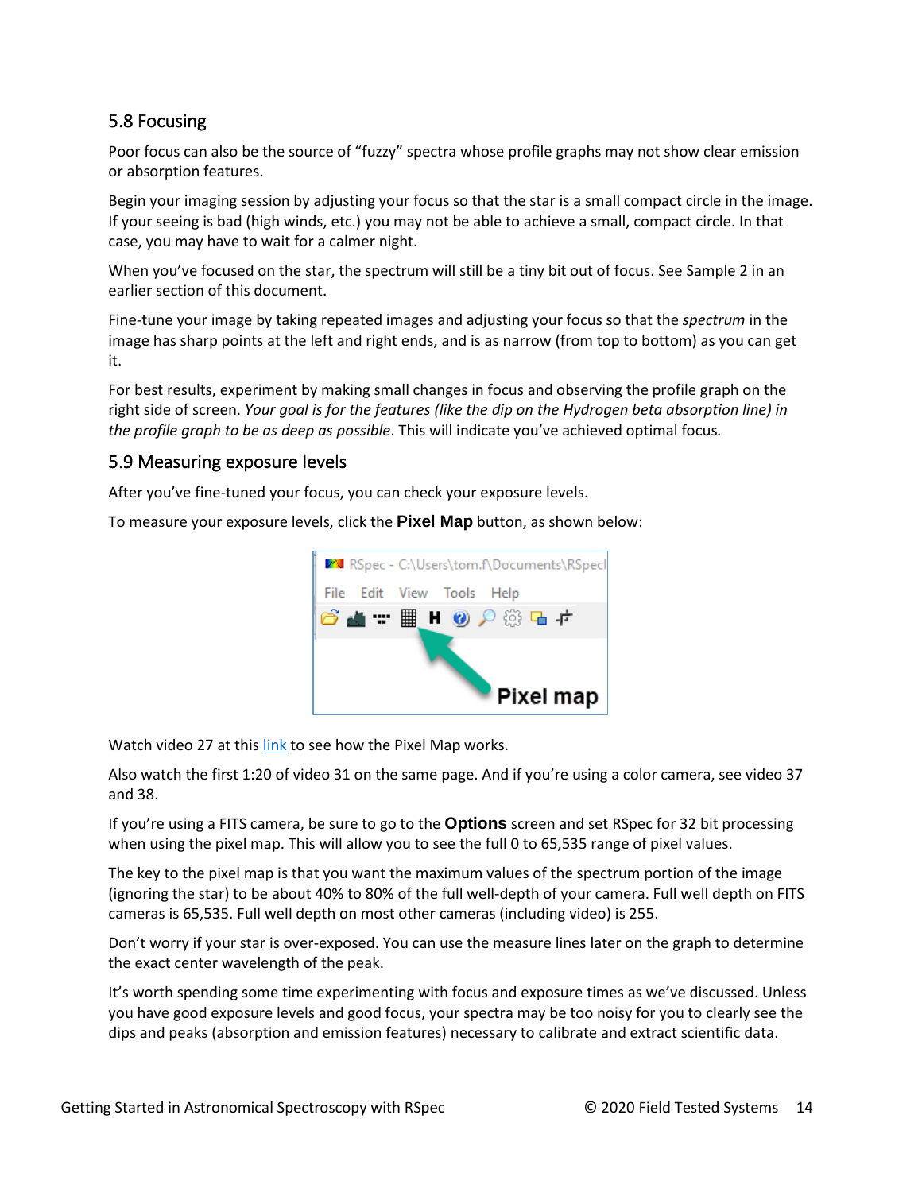## 5.8 Focusing

Poor focus can also be the source of “fuzzy” spectra whose profile graphs may not show clear emission or absorption features.

Begin your imaging session by adjusting your focus so that the star is a small compact circle in the image. If your seeing is bad (high winds, etc.) you may not be able to achieve a small, compact circle. In that case, you may have to wait for a calmer night.

When you’ve focused on the star, the spectrum will still be a tiny bit out of focus. See Sample 2 in an earlier section of this document.

Fine-tune your image by taking repeated images and adjusting your focus so that the *spectrum* in the image has sharp points at the left and right ends, and is as narrow (from top to bottom) as you can get it.

For best results, experiment by making small changes in focus and observing the profile graph on the right side of screen. *Your goal is for the features (like the dip on the Hydrogen beta absorption line) in the profile graph to be as deep as possible*. This will indicate you’ve achieved optimal focus.

## 5.9 Measuring exposure levels

After you’ve fine-tuned your focus, you can check your exposure levels.

To measure your exposure levels, click the **Pixel Map** button, as shown below:

Watch video 27 at this link to see how the Pixel Map works.

Also watch the first 1:20 of video 31 on the same page. And if you’re using a color camera, see video 37 and 38.

If you’re using a FITS camera, be sure to go to the **Options** screen and set RSpec for 32 bit processing when using the pixel map. This will allow you to see the full 0 to 65,535 range of pixel values.

The key to the pixel map is that you want the maximum values of the spectrum portion of the image (ignoring the star) to be about 40% to 80% of the full well-depth of your camera. Full well depth on FITS cameras is 65,535. Full well depth on most other cameras (including video) is 255.

Don’t worry if your star is over-exposed. You can use the measure lines later on the graph to determine the exact center wavelength of the peak.

It’s worth spending some time experimenting with focus and exposure times as we’ve discussed. Unless you have good exposure levels and good focus, your spectra may be too noisy for you to clearly see the dips and peaks (absorption and emission features) necessary to calibrate and extract scientific data.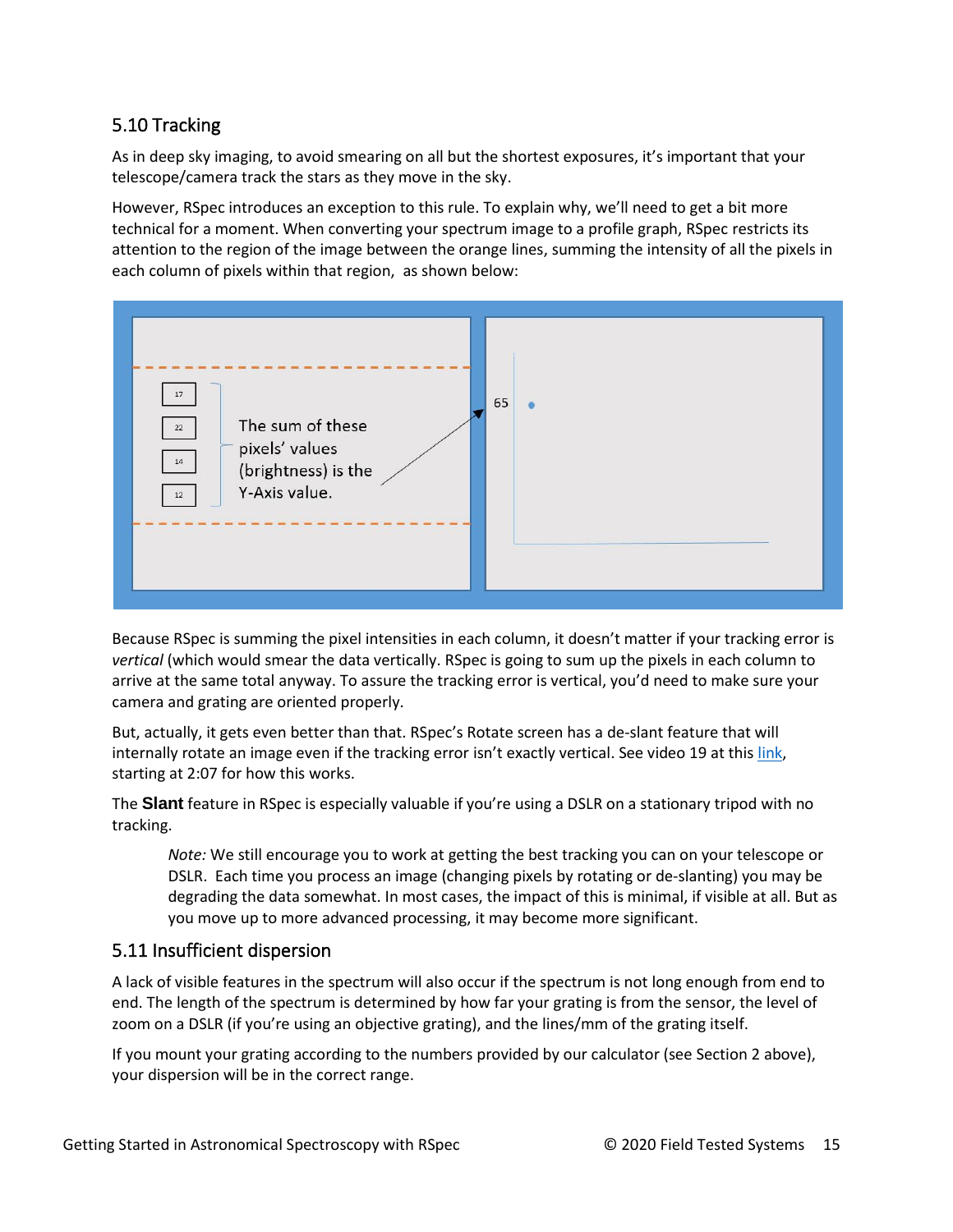## 5.10 Tracking

As in deep sky imaging, to avoid smearing on all but the shortest exposures, it's important that your telescope/camera track the stars as they move in the sky.

However, RSpec introduces an exception to this rule. To explain why, we'll need to get a bit more technical for a moment. When converting your spectrum image to a profile graph, RSpec restricts its attention to the region of the image between the orange lines, summing the intensity of all the pixels in each column of pixels within that region, as shown below:

Because RSpec is summing the pixel intensities in each column, it doesn't matter if your tracking error is *vertical* (which would smear the data vertically. RSpec is going to sum up the pixels in each column to arrive at the same total anyway. To assure the tracking error is vertical, you'd need to make sure your camera and grating are oriented properly.

But, actually, it gets even better than that. RSpec's Rotate screen has a de-slant feature that will internally rotate an image even if the tracking error isn't exactly vertical. See video 19 at this link, starting at 2:07 for how this works.

The **Slant** feature in RSpec is especially valuable if you're using a DSLR on a stationary tripod with no tracking.

> *Note:* We still encourage you to work at getting the best tracking you can on your telescope or DSLR. Each time you process an image (changing pixels by rotating or de-slanting) you may be degrading the data somewhat. In most cases, the impact of this is minimal, if visible at all. But as you move up to more advanced processing, it may become more significant.

## 5.11 Insufficient dispersion

A lack of visible features in the spectrum will also occur if the spectrum is not long enough from end to end. The length of the spectrum is determined by how far your grating is from the sensor, the level of zoom on a DSLR (if you're using an objective grating), and the lines/mm of the grating itself.

If you mount your grating according to the numbers provided by our calculator (see Section 2 above), your dispersion will be in the correct range.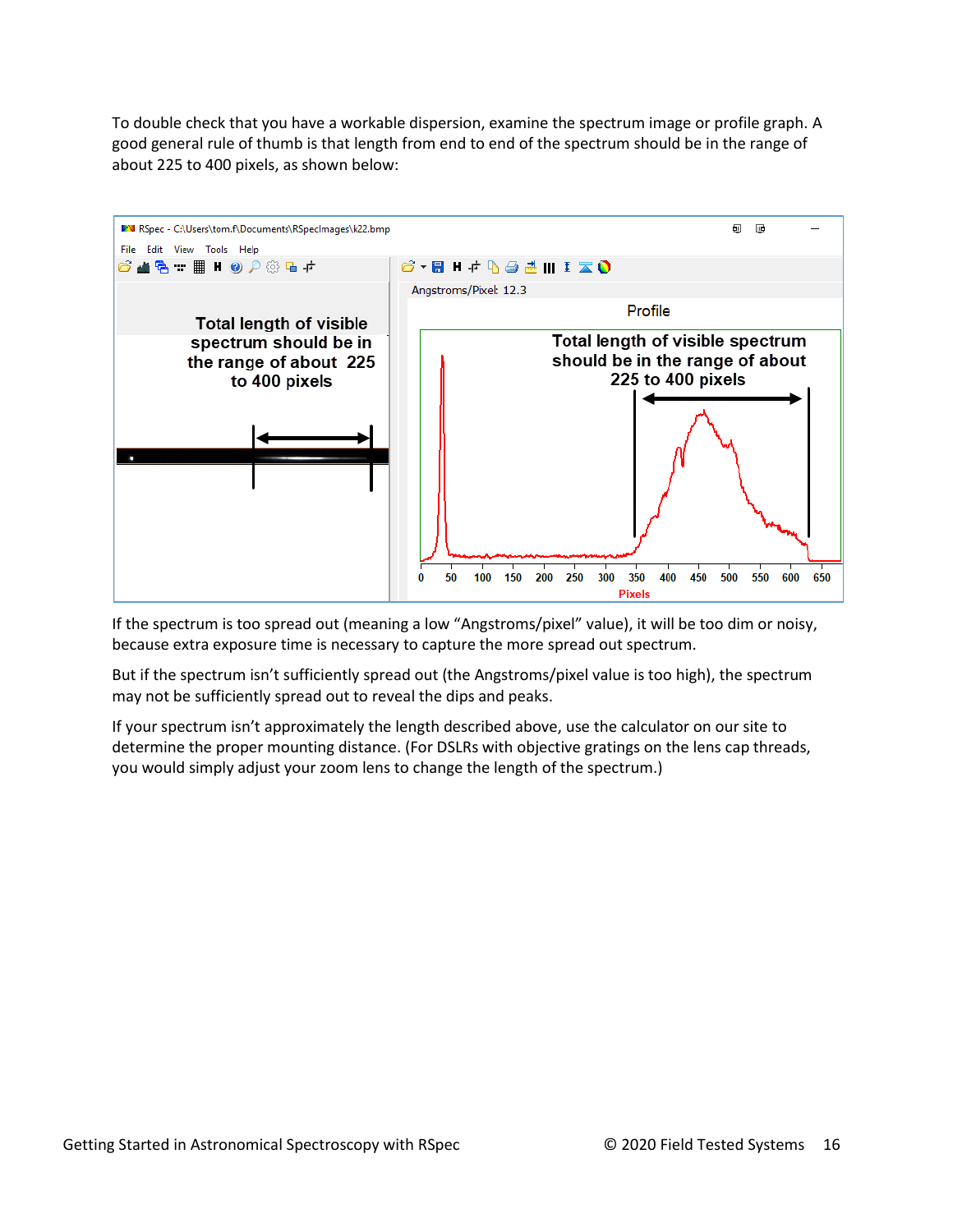To double check that you have a workable dispersion, examine the spectrum image or profile graph. A good general rule of thumb is that length from end to end of the spectrum should be in the range of about 225 to 400 pixels, as shown below:

If the spectrum is too spread out (meaning a low “Angstroms/pixel” value), it will be too dim or noisy, because extra exposure time is necessary to capture the more spread out spectrum.

But if the spectrum isn’t sufficiently spread out (the Angstroms/pixel value is too high), the spectrum may not be sufficiently spread out to reveal the dips and peaks.

If your spectrum isn’t approximately the length described above, use the calculator on our site to determine the proper mounting distance. (For DSLRs with objective gratings on the lens cap threads, you would simply adjust your zoom lens to change the length of the spectrum.)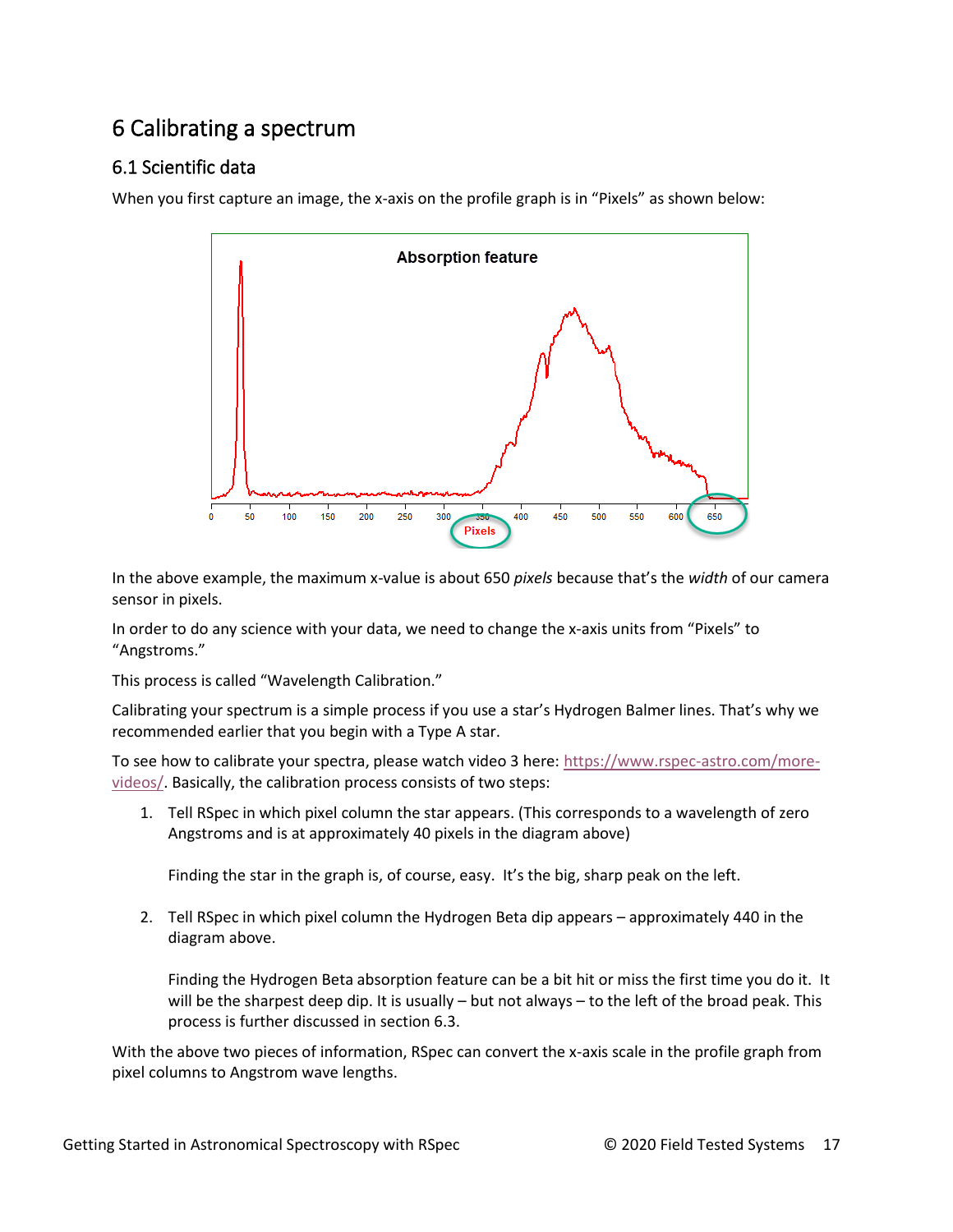# 6 Calibrating a spectrum

## 6.1 Scientific data

When you first capture an image, the x-axis on the profile graph is in "Pixels" as shown below:

In the above example, the maximum x-value is about 650 *pixels* because that's the *width* of our camera sensor in pixels.

In order to do any science with your data, we need to change the x-axis units from "Pixels" to "Angstroms."

This process is called "Wavelength Calibration."

Calibrating your spectrum is a simple process if you use a star's Hydrogen Balmer lines. That's why we recommended earlier that you begin with a Type A star.

To see how to calibrate your spectra, please watch video 3 here: https://www.rspec-astro.com/more-videos/. Basically, the calibration process consists of two steps:

1. Tell RSpec in which pixel column the star appears. (This corresponds to a wavelength of zero Angstroms and is at approximately 40 pixels in the diagram above)

   Finding the star in the graph is, of course, easy. It's the big, sharp peak on the left.

2. Tell RSpec in which pixel column the Hydrogen Beta dip appears – approximately 440 in the diagram above.

   Finding the Hydrogen Beta absorption feature can be a bit hit or miss the first time you do it. It will be the sharpest deep dip. It is usually – but not always – to the left of the broad peak. This process is further discussed in section 6.3.

With the above two pieces of information, RSpec can convert the x-axis scale in the profile graph from pixel columns to Angstrom wave lengths.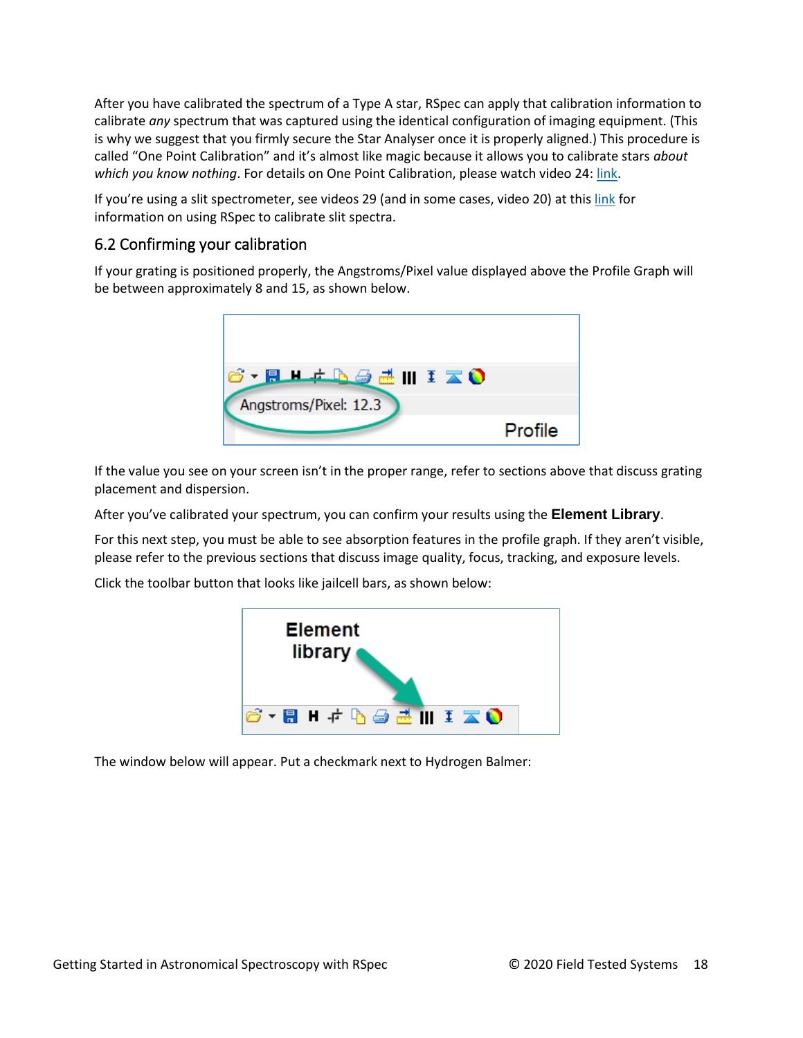After you have calibrated the spectrum of a Type A star, RSpec can apply that calibration information to calibrate *any* spectrum that was captured using the identical configuration of imaging equipment. (This is why we suggest that you firmly secure the Star Analyser once it is properly aligned.) This procedure is called "One Point Calibration" and it's almost like magic because it allows you to calibrate stars *about which you know nothing*. For details on One Point Calibration, please watch video 24: link.

If you're using a slit spectrometer, see videos 29 (and in some cases, video 20) at this link for information on using RSpec to calibrate slit spectra.

## 6.2 Confirming your calibration

If your grating is positioned properly, the Angstroms/Pixel value displayed above the Profile Graph will be between approximately 8 and 15, as shown below.

If the value you see on your screen isn't in the proper range, refer to sections above that discuss grating placement and dispersion.

After you've calibrated your spectrum, you can confirm your results using the **Element Library**.

For this next step, you must be able to see absorption features in the profile graph. If they aren't visible, please refer to the previous sections that discuss image quality, focus, tracking, and exposure levels.

Click the toolbar button that looks like jailcell bars, as shown below:

The window below will appear. Put a checkmark next to Hydrogen Balmer: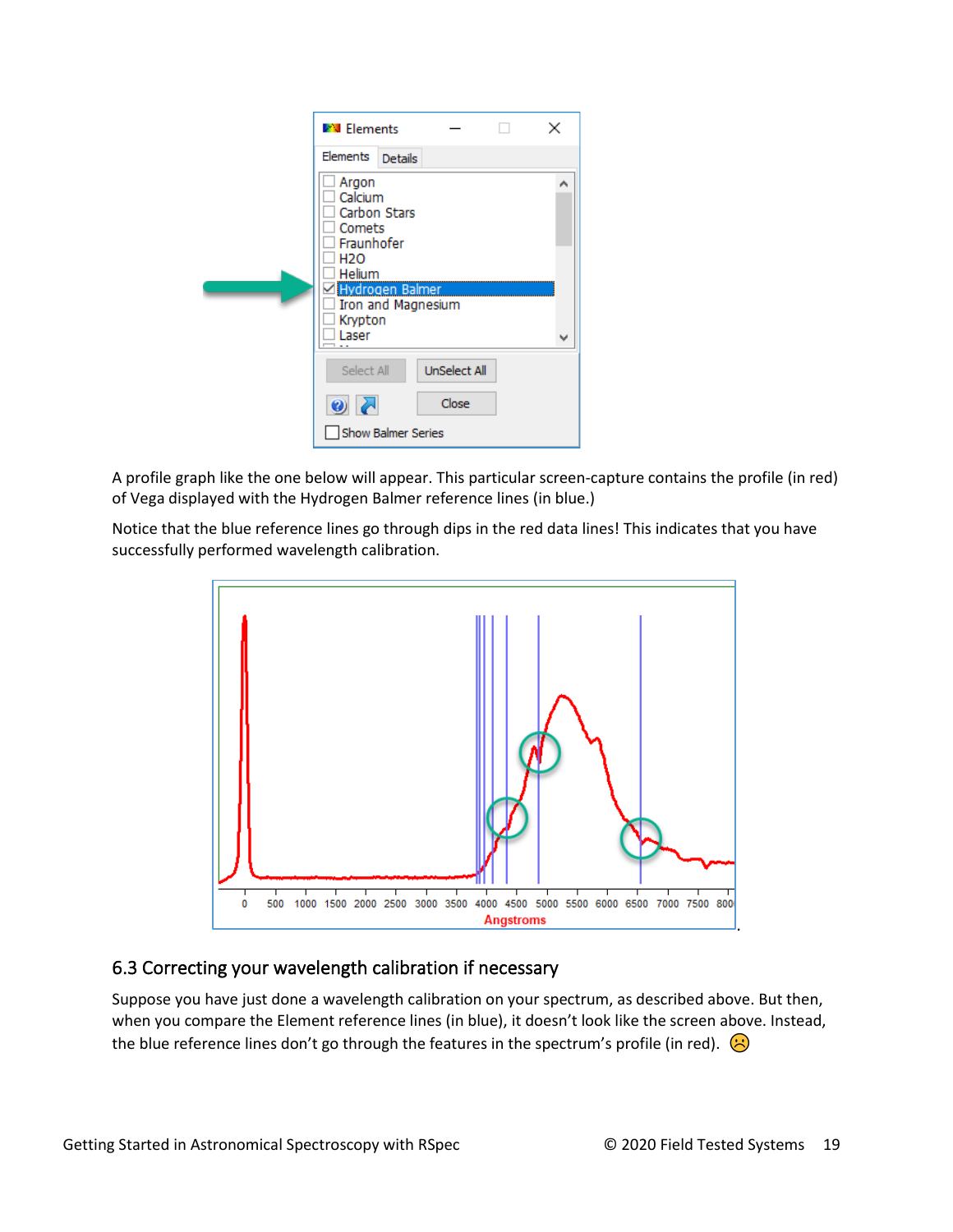A profile graph like the one below will appear. This particular screen-capture contains the profile (in red) of Vega displayed with the Hydrogen Balmer reference lines (in blue.)

Notice that the blue reference lines go through dips in the red data lines! This indicates that you have successfully performed wavelength calibration.

## 6.3 Correcting your wavelength calibration if necessary

Suppose you have just done a wavelength calibration on your spectrum, as described above. But then, when you compare the Element reference lines (in blue), it doesn't look like the screen above. Instead, the blue reference lines don't go through the features in the spectrum's profile (in red). ☹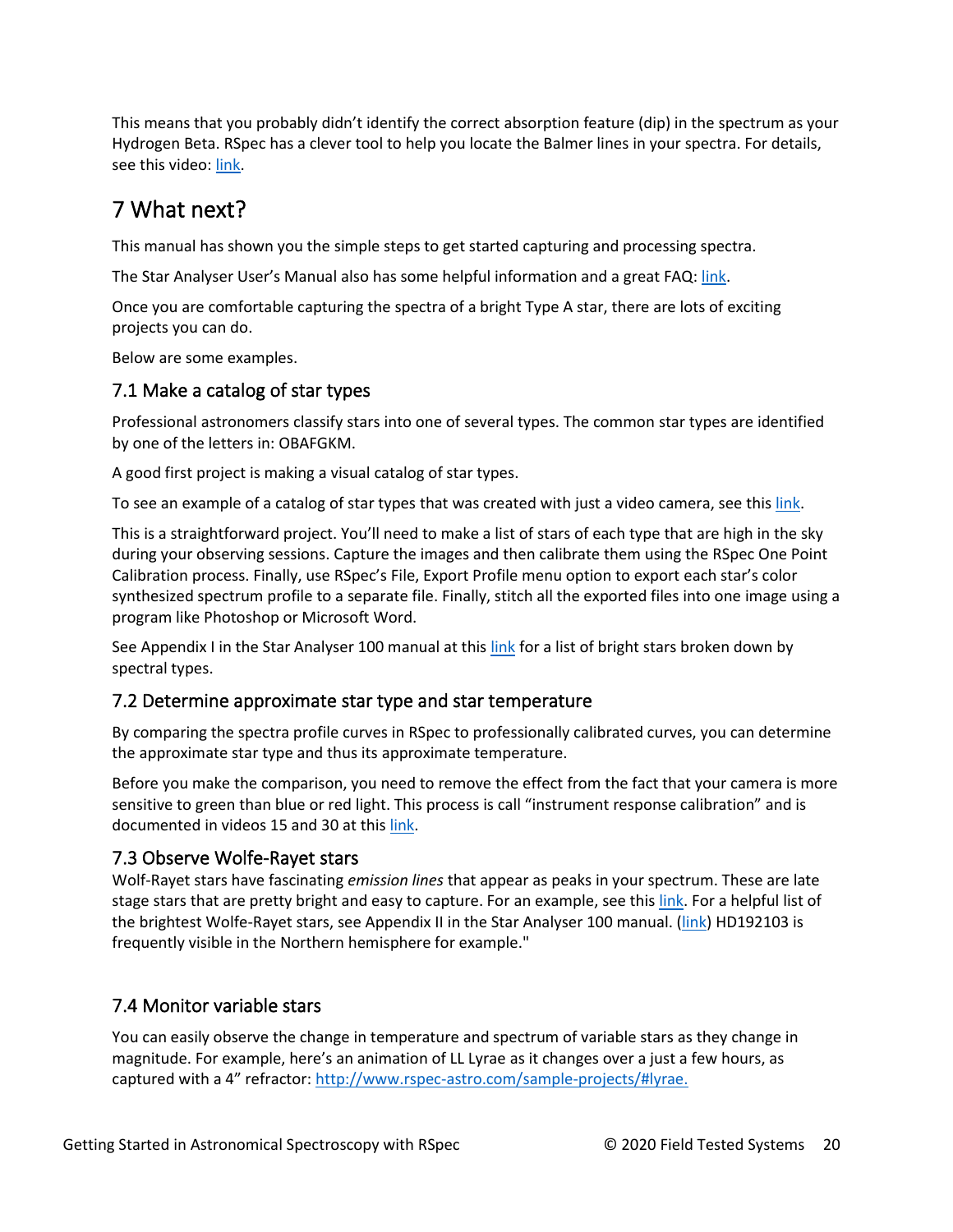This means that you probably didn't identify the correct absorption feature (dip) in the spectrum as your Hydrogen Beta. RSpec has a clever tool to help you locate the Balmer lines in your spectra. For details, see this video: link.

# 7 What next?

This manual has shown you the simple steps to get started capturing and processing spectra.

The Star Analyser User's Manual also has some helpful information and a great FAQ: link.

Once you are comfortable capturing the spectra of a bright Type A star, there are lots of exciting projects you can do.

Below are some examples.

## 7.1 Make a catalog of star types

Professional astronomers classify stars into one of several types. The common star types are identified by one of the letters in: OBAFGKM.

A good first project is making a visual catalog of star types.

To see an example of a catalog of star types that was created with just a video camera, see this link.

This is a straightforward project. You'll need to make a list of stars of each type that are high in the sky during your observing sessions. Capture the images and then calibrate them using the RSpec One Point Calibration process. Finally, use RSpec's File, Export Profile menu option to export each star's color synthesized spectrum profile to a separate file. Finally, stitch all the exported files into one image using a program like Photoshop or Microsoft Word.

See Appendix I in the Star Analyser 100 manual at this link for a list of bright stars broken down by spectral types.

## 7.2 Determine approximate star type and star temperature

By comparing the spectra profile curves in RSpec to professionally calibrated curves, you can determine the approximate star type and thus its approximate temperature.

Before you make the comparison, you need to remove the effect from the fact that your camera is more sensitive to green than blue or red light. This process is call "instrument response calibration" and is documented in videos 15 and 30 at this link.

## 7.3 Observe Wolfe-Rayet stars

Wolf-Rayet stars have fascinating *emission lines* that appear as peaks in your spectrum. These are late stage stars that are pretty bright and easy to capture. For an example, see this link. For a helpful list of the brightest Wolfe-Rayet stars, see Appendix II in the Star Analyser 100 manual. (link) HD192103 is frequently visible in the Northern hemisphere for example."

## 7.4 Monitor variable stars

You can easily observe the change in temperature and spectrum of variable stars as they change in magnitude. For example, here's an animation of LL Lyrae as it changes over a just a few hours, as captured with a 4" refractor: http://www.rspec-astro.com/sample-projects/#lyrae.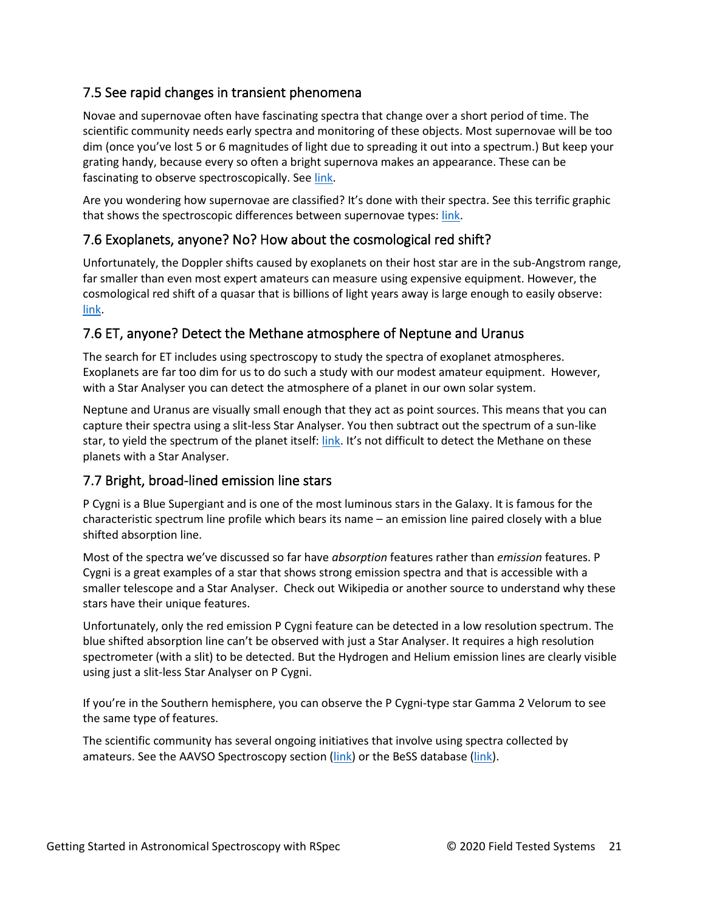## 7.5 See rapid changes in transient phenomena

Novae and supernovae often have fascinating spectra that change over a short period of time. The scientific community needs early spectra and monitoring of these objects. Most supernovae will be too dim (once you've lost 5 or 6 magnitudes of light due to spreading it out into a spectrum.) But keep your grating handy, because every so often a bright supernova makes an appearance. These can be fascinating to observe spectroscopically. See link.

Are you wondering how supernovae are classified? It's done with their spectra. See this terrific graphic that shows the spectroscopic differences between supernovae types: link.

## 7.6 Exoplanets, anyone? No? How about the cosmological red shift?

Unfortunately, the Doppler shifts caused by exoplanets on their host star are in the sub-Angstrom range, far smaller than even most expert amateurs can measure using expensive equipment. However, the cosmological red shift of a quasar that is billions of light years away is large enough to easily observe: link.

## 7.6 ET, anyone? Detect the Methane atmosphere of Neptune and Uranus

The search for ET includes using spectroscopy to study the spectra of exoplanet atmospheres. Exoplanets are far too dim for us to do such a study with our modest amateur equipment. However, with a Star Analyser you can detect the atmosphere of a planet in our own solar system.

Neptune and Uranus are visually small enough that they act as point sources. This means that you can capture their spectra using a slit-less Star Analyser. You then subtract out the spectrum of a sun-like star, to yield the spectrum of the planet itself: link. It's not difficult to detect the Methane on these planets with a Star Analyser.

## 7.7 Bright, broad-lined emission line stars

P Cygni is a Blue Supergiant and is one of the most luminous stars in the Galaxy. It is famous for the characteristic spectrum line profile which bears its name – an emission line paired closely with a blue shifted absorption line.

Most of the spectra we've discussed so far have *absorption* features rather than *emission* features. P Cygni is a great examples of a star that shows strong emission spectra and that is accessible with a smaller telescope and a Star Analyser. Check out Wikipedia or another source to understand why these stars have their unique features.

Unfortunately, only the red emission P Cygni feature can be detected in a low resolution spectrum. The blue shifted absorption line can't be observed with just a Star Analyser. It requires a high resolution spectrometer (with a slit) to be detected. But the Hydrogen and Helium emission lines are clearly visible using just a slit-less Star Analyser on P Cygni.

If you're in the Southern hemisphere, you can observe the P Cygni-type star Gamma 2 Velorum to see the same type of features.

The scientific community has several ongoing initiatives that involve using spectra collected by amateurs. See the AAVSO Spectroscopy section (link) or the BeSS database (link).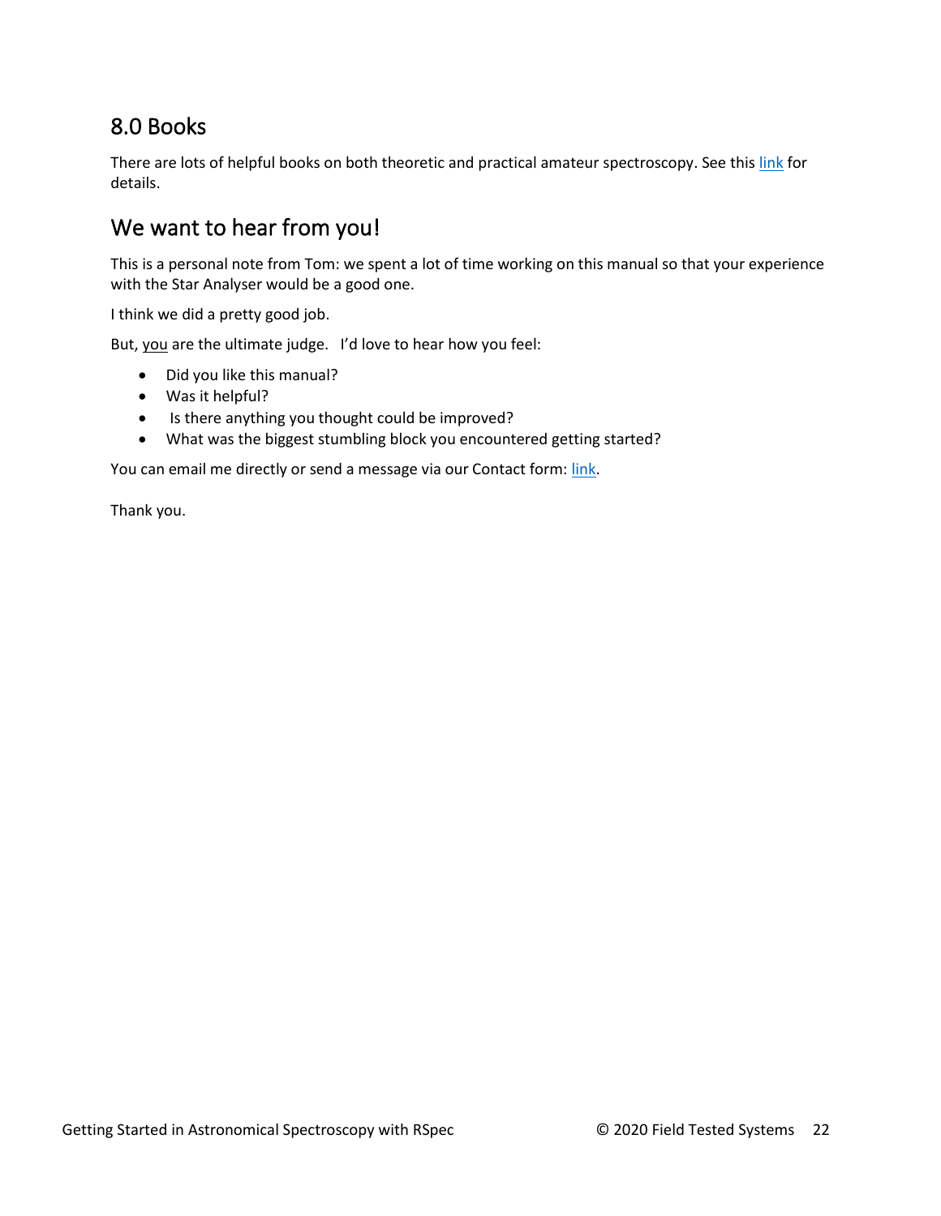## 8.0 Books

There are lots of helpful books on both theoretic and practical amateur spectroscopy. See this link for details.

## We want to hear from you!

This is a personal note from Tom: we spent a lot of time working on this manual so that your experience with the Star Analyser would be a good one.

I think we did a pretty good job.

But, you are the ultimate judge. I'd love to hear how you feel:

- Did you like this manual?
- Was it helpful?
- Is there anything you thought could be improved?
- What was the biggest stumbling block you encountered getting started?

You can email me directly or send a message via our Contact form: link.

Thank you.